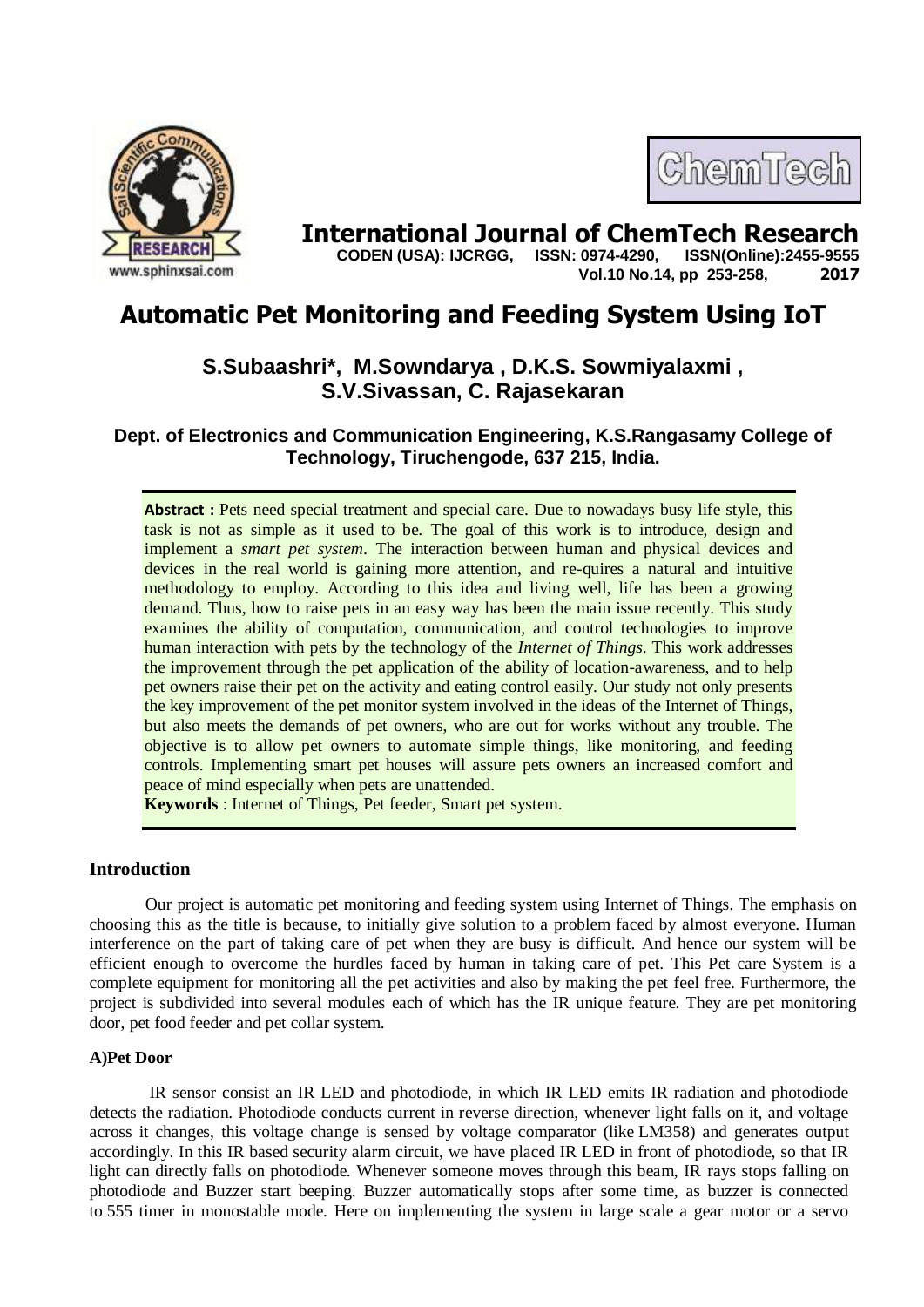# International Journal of ChemTech Research

CODEN (USA): IJCRGG, ISSN: 0974-4290, ISSN(Online):2455-9555
Vol.10 No.14, pp 253-258, 2017

# Automatic Pet Monitoring and Feeding System Using IoT

**S.Subaashri\*, M.Sowndarya , D.K.S. Sowmiyalaxmi , S.V.Sivassan, C. Rajasekaran**

**Dept. of Electronics and Communication Engineering, K.S.Rangasamy College of Technology, Tiruchengode, 637 215, India.**

**Abstract :** Pets need special treatment and special care. Due to nowadays busy life style, this task is not as simple as it used to be. The goal of this work is to introduce, design and implement a *smart pet system*. The interaction between human and physical devices and devices in the real world is gaining more attention, and re-quires a natural and intuitive methodology to employ. According to this idea and living well, life has been a growing demand. Thus, how to raise pets in an easy way has been the main issue recently. This study examines the ability of computation, communication, and control technologies to improve human interaction with pets by the technology of the *Internet of Things*. This work addresses the improvement through the pet application of the ability of location-awareness, and to help pet owners raise their pet on the activity and eating control easily. Our study not only presents the key improvement of the pet monitor system involved in the ideas of the Internet of Things, but also meets the demands of pet owners, who are out for works without any trouble. The objective is to allow pet owners to automate simple things, like monitoring, and feeding controls. Implementing smart pet houses will assure pets owners an increased comfort and peace of mind especially when pets are unattended.

**Keywords** : Internet of Things, Pet feeder, Smart pet system.

## Introduction

Our project is automatic pet monitoring and feeding system using Internet of Things. The emphasis on choosing this as the title is because, to initially give solution to a problem faced by almost everyone. Human interference on the part of taking care of pet when they are busy is difficult. And hence our system will be efficient enough to overcome the hurdles faced by human in taking care of pet. This Pet care System is a complete equipment for monitoring all the pet activities and also by making the pet feel free. Furthermore, the project is subdivided into several modules each of which has the IR unique feature. They are pet monitoring door, pet food feeder and pet collar system.

### A)Pet Door

IR sensor consist an IR LED and photodiode, in which IR LED emits IR radiation and photodiode detects the radiation. Photodiode conducts current in reverse direction, whenever light falls on it, and voltage across it changes, this voltage change is sensed by voltage comparator (like LM358) and generates output accordingly. In this IR based security alarm circuit, we have placed IR LED in front of photodiode, so that IR light can directly falls on photodiode. Whenever someone moves through this beam, IR rays stops falling on photodiode and Buzzer start beeping. Buzzer automatically stops after some time, as buzzer is connected to 555 timer in monostable mode. Here on implementing the system in large scale a gear motor or a servo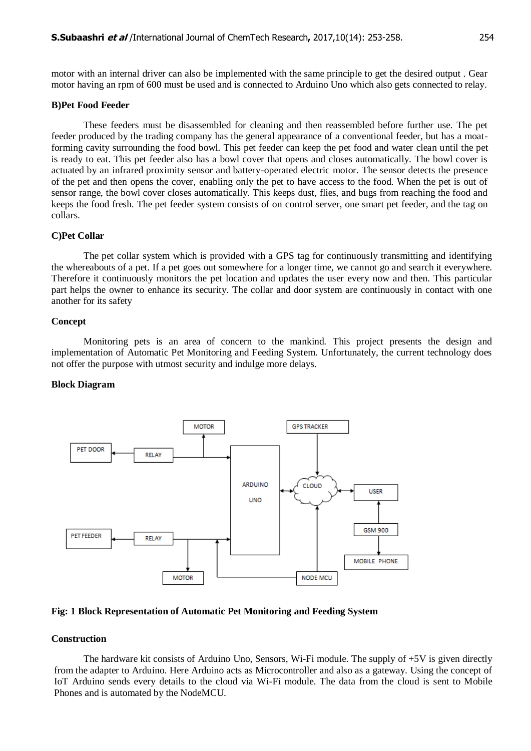motor with an internal driver can also be implemented with the same principle to get the desired output . Gear motor having an rpm of 600 must be used and is connected to Arduino Uno which also gets connected to relay.

**B)Pet Food Feeder**

These feeders must be disassembled for cleaning and then reassembled before further use. The pet feeder produced by the trading company has the general appearance of a conventional feeder, but has a moat-forming cavity surrounding the food bowl. This pet feeder can keep the pet food and water clean until the pet is ready to eat. This pet feeder also has a bowl cover that opens and closes automatically. The bowl cover is actuated by an infrared proximity sensor and battery-operated electric motor. The sensor detects the presence of the pet and then opens the cover, enabling only the pet to have access to the food. When the pet is out of sensor range, the bowl cover closes automatically. This keeps dust, flies, and bugs from reaching the food and keeps the food fresh. The pet feeder system consists of on control server, one smart pet feeder, and the tag on collars.

**C)Pet Collar**

The pet collar system which is provided with a GPS tag for continuously transmitting and identifying the whereabouts of a pet. If a pet goes out somewhere for a longer time, we cannot go and search it everywhere. Therefore it continuously monitors the pet location and updates the user every now and then. This particular part helps the owner to enhance its security. The collar and door system are continuously in contact with one another for its safety

**Concept**

Monitoring pets is an area of concern to the mankind. This project presents the design and implementation of Automatic Pet Monitoring and Feeding System. Unfortunately, the current technology does not offer the purpose with utmost security and indulge more delays.

**Block Diagram**

**Fig: 1 Block Representation of Automatic Pet Monitoring and Feeding System**

**Construction**

The hardware kit consists of Arduino Uno, Sensors, Wi-Fi module. The supply of +5V is given directly from the adapter to Arduino. Here Arduino acts as Microcontroller and also as a gateway. Using the concept of IoT Arduino sends every details to the cloud via Wi-Fi module. The data from the cloud is sent to Mobile Phones and is automated by the NodeMCU.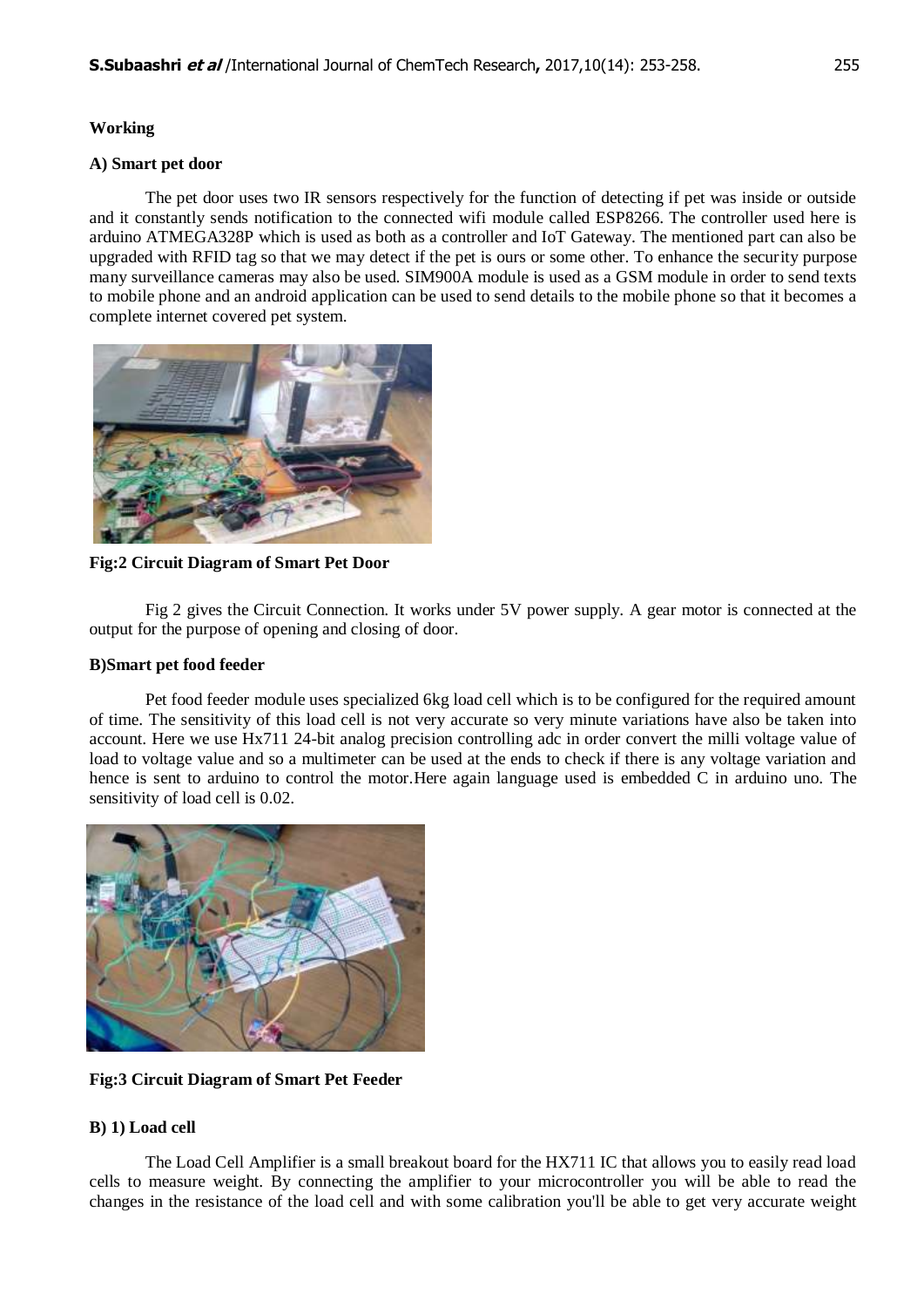### Working

#### A) Smart pet door

The pet door uses two IR sensors respectively for the function of detecting if pet was inside or outside and it constantly sends notification to the connected wifi module called ESP8266. The controller used here is arduino ATMEGA328P which is used as both as a controller and IoT Gateway. The mentioned part can also be upgraded with RFID tag so that we may detect if the pet is ours or some other. To enhance the security purpose many surveillance cameras may also be used. SIM900A module is used as a GSM module in order to send texts to mobile phone and an android application can be used to send details to the mobile phone so that it becomes a complete internet covered pet system.

**Fig:2 Circuit Diagram of Smart Pet Door**

Fig 2 gives the Circuit Connection. It works under 5V power supply. A gear motor is connected at the output for the purpose of opening and closing of door.

#### B)Smart pet food feeder

Pet food feeder module uses specialized 6kg load cell which is to be configured for the required amount of time. The sensitivity of this load cell is not very accurate so very minute variations have also be taken into account. Here we use Hx711 24-bit analog precision controlling adc in order convert the milli voltage value of load to voltage value and so a multimeter can be used at the ends to check if there is any voltage variation and hence is sent to arduino to control the motor.Here again language used is embedded C in arduino uno. The sensitivity of load cell is 0.02.

**Fig:3 Circuit Diagram of Smart Pet Feeder**

#### B) 1) Load cell

The Load Cell Amplifier is a small breakout board for the HX711 IC that allows you to easily read load cells to measure weight. By connecting the amplifier to your microcontroller you will be able to read the changes in the resistance of the load cell and with some calibration you'll be able to get very accurate weight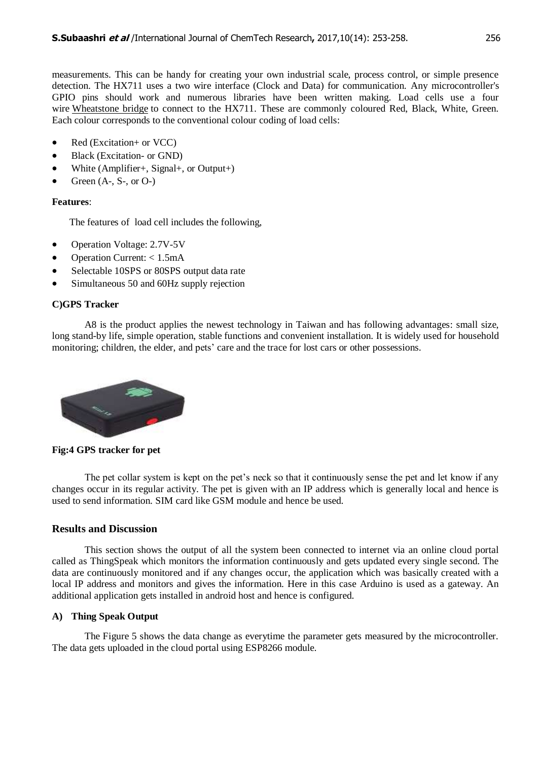measurements. This can be handy for creating your own industrial scale, process control, or simple presence detection. The HX711 uses a two wire interface (Clock and Data) for communication. Any microcontroller's GPIO pins should work and numerous libraries have been written making. Load cells use a four wire Wheatstone bridge to connect to the HX711. These are commonly coloured Red, Black, White, Green. Each colour corresponds to the conventional colour coding of load cells:

- Red (Excitation+ or VCC)
- Black (Excitation- or GND)
- White (Amplifier+, Signal+, or Output+)
- Green (A-, S-, or O-)

**Features**:

The features of load cell includes the following,

- Operation Voltage: 2.7V-5V
- Operation Current: < 1.5mA
- Selectable 10SPS or 80SPS output data rate
- Simultaneous 50 and 60Hz supply rejection

**C)GPS Tracker**

A8 is the product applies the newest technology in Taiwan and has following advantages: small size, long stand-by life, simple operation, stable functions and convenient installation. It is widely used for household monitoring; children, the elder, and pets' care and the trace for lost cars or other possessions.

**Fig:4 GPS tracker for pet**

The pet collar system is kept on the pet's neck so that it continuously sense the pet and let know if any changes occur in its regular activity. The pet is given with an IP address which is generally local and hence is used to send information. SIM card like GSM module and hence be used.

## Results and Discussion

This section shows the output of all the system been connected to internet via an online cloud portal called as ThingSpeak which monitors the information continuously and gets updated every single second. The data are continuously monitored and if any changes occur, the application which was basically created with a local IP address and monitors and gives the information. Here in this case Arduino is used as a gateway. An additional application gets installed in android host and hence is configured.

**A) Thing Speak Output**

The Figure 5 shows the data change as everytime the parameter gets measured by the microcontroller. The data gets uploaded in the cloud portal using ESP8266 module.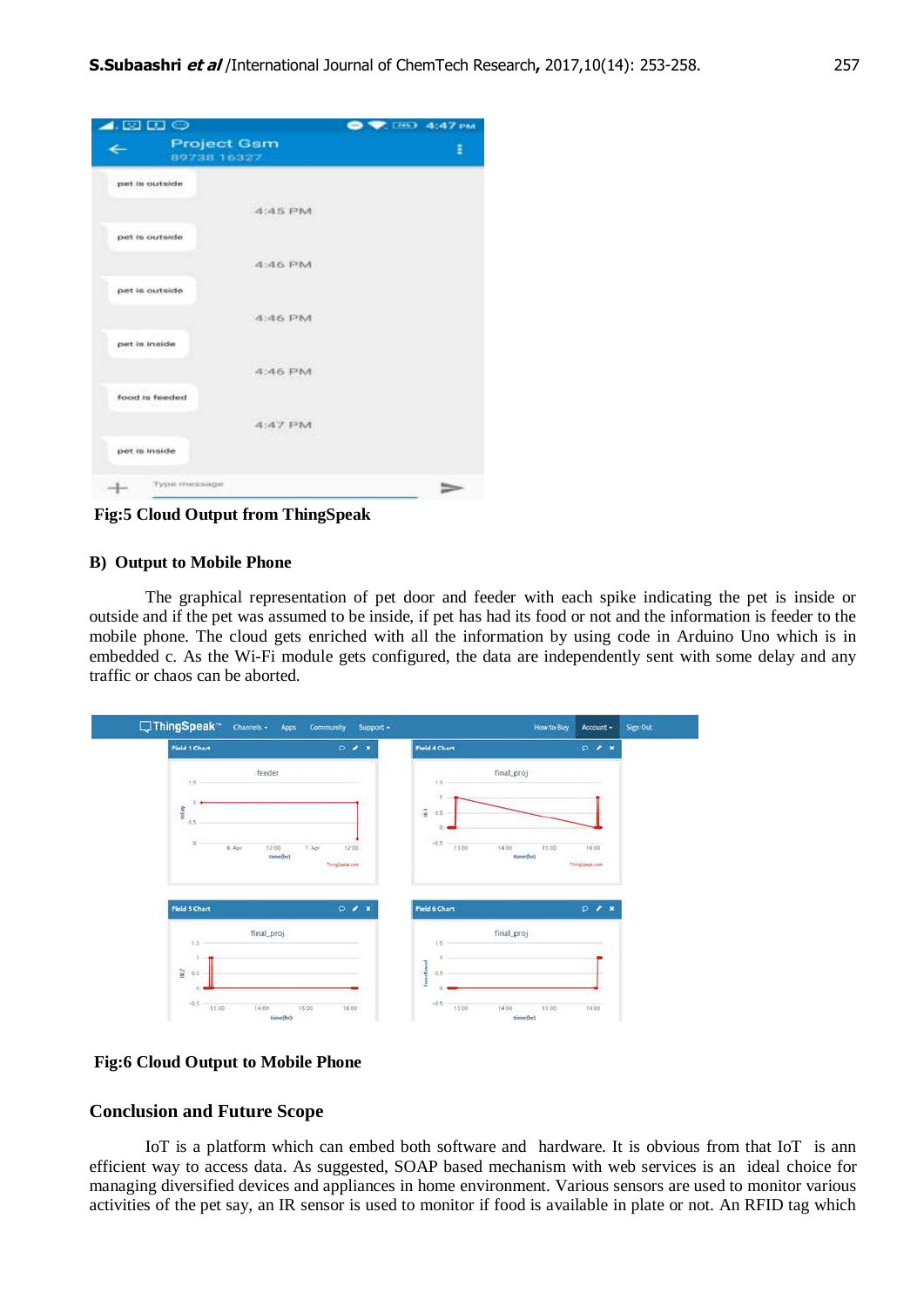Fig:5 Cloud Output from ThingSpeak

### B) Output to Mobile Phone

The graphical representation of pet door and feeder with each spike indicating the pet is inside or outside and if the pet was assumed to be inside, if pet has had its food or not and the information is feeder to the mobile phone. The cloud gets enriched with all the information by using code in Arduino Uno which is in embedded c. As the Wi-Fi module gets configured, the data are independently sent with some delay and any traffic or chaos can be aborted.

Fig:6 Cloud Output to Mobile Phone

## Conclusion and Future Scope

IoT is a platform which can embed both software and hardware. It is obvious from that IoT is ann efficient way to access data. As suggested, SOAP based mechanism with web services is an ideal choice for managing diversified devices and appliances in home environment. Various sensors are used to monitor various activities of the pet say, an IR sensor is used to monitor if food is available in plate or not. An RFID tag which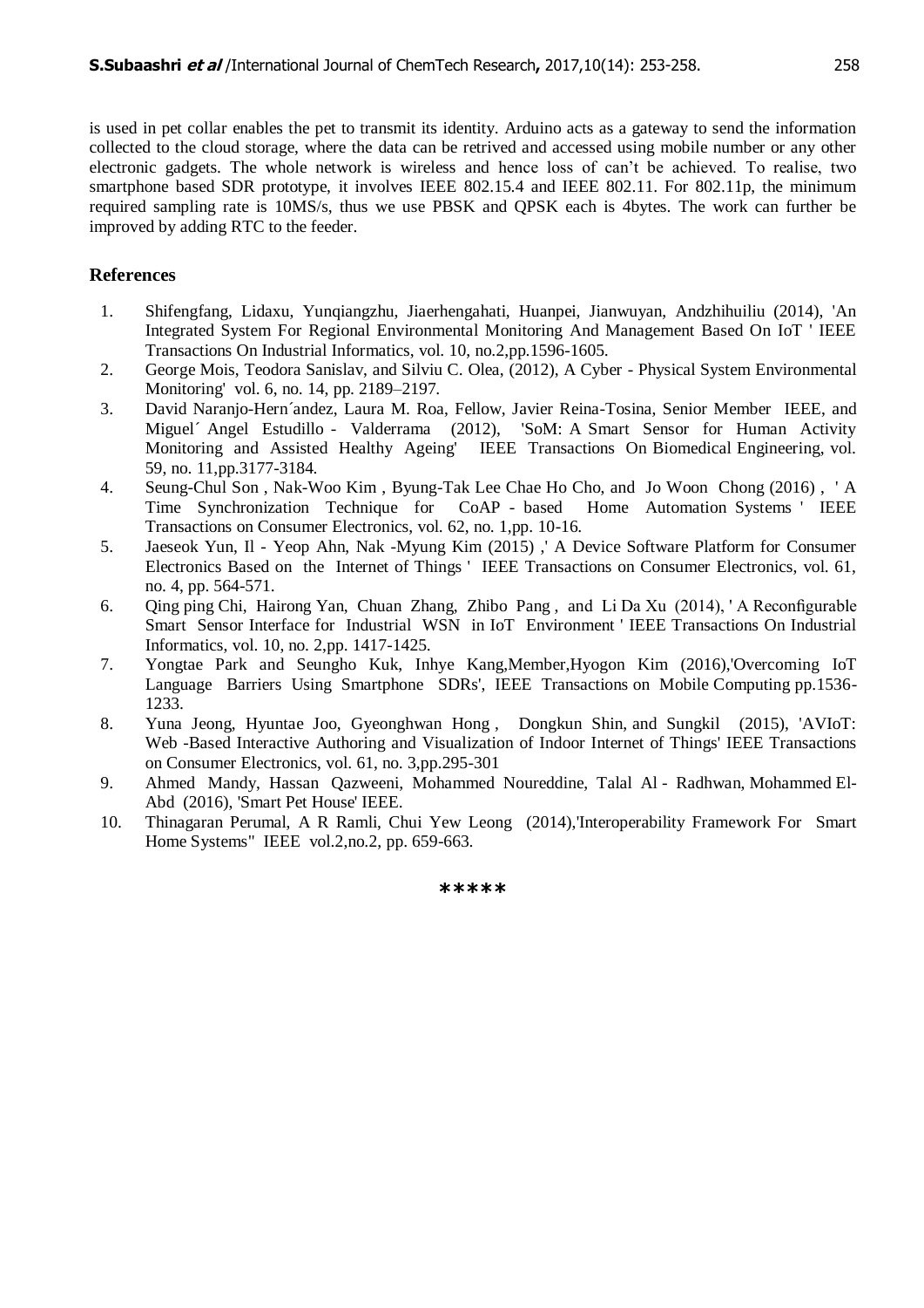is used in pet collar enables the pet to transmit its identity. Arduino acts as a gateway to send the information collected to the cloud storage, where the data can be retrived and accessed using mobile number or any other electronic gadgets. The whole network is wireless and hence loss of can't be achieved. To realise, two smartphone based SDR prototype, it involves IEEE 802.15.4 and IEEE 802.11. For 802.11p, the minimum required sampling rate is 10MS/s, thus we use PBSK and QPSK each is 4bytes. The work can further be improved by adding RTC to the feeder.

## References

1. Shifengfang, Lidaxu, Yunqiangzhu, Jiaerhengahati, Huanpei, Jianwuyan, Andzhihuiliu (2014), 'An Integrated System For Regional Environmental Monitoring And Management Based On IoT ' IEEE Transactions On Industrial Informatics, vol. 10, no.2,pp.1596-1605.
2. George Mois, Teodora Sanislav, and Silviu C. Olea, (2012), A Cyber - Physical System Environmental Monitoring' vol. 6, no. 14, pp. 2189–2197.
3. David Naranjo-Hern´andez, Laura M. Roa, Fellow, Javier Reina-Tosina, Senior Member IEEE, and Miguel´ Angel Estudillo - Valderrama (2012), 'SoM: A Smart Sensor for Human Activity Monitoring and Assisted Healthy Ageing' IEEE Transactions On Biomedical Engineering, vol. 59, no. 11,pp.3177-3184.
4. Seung-Chul Son , Nak-Woo Kim , Byung-Tak Lee Chae Ho Cho, and Jo Woon Chong (2016) , ' A Time Synchronization Technique for CoAP - based Home Automation Systems ' IEEE Transactions on Consumer Electronics, vol. 62, no. 1,pp. 10-16.
5. Jaeseok Yun, Il - Yeop Ahn, Nak -Myung Kim (2015) ,' A Device Software Platform for Consumer Electronics Based on the Internet of Things ' IEEE Transactions on Consumer Electronics, vol. 61, no. 4, pp. 564-571.
6. Qing ping Chi, Hairong Yan, Chuan Zhang, Zhibo Pang , and Li Da Xu (2014), ' A Reconfigurable Smart Sensor Interface for Industrial WSN in IoT Environment ' IEEE Transactions On Industrial Informatics, vol. 10, no. 2,pp. 1417-1425.
7. Yongtae Park and Seungho Kuk, Inhye Kang,Member,Hyogon Kim (2016),'Overcoming IoT Language Barriers Using Smartphone SDRs', IEEE Transactions on Mobile Computing pp.1536-1233.
8. Yuna Jeong, Hyuntae Joo, Gyeonghwan Hong , Dongkun Shin, and Sungkil (2015), 'AVIoT: Web -Based Interactive Authoring and Visualization of Indoor Internet of Things' IEEE Transactions on Consumer Electronics, vol. 61, no. 3,pp.295-301
9. Ahmed Mandy, Hassan Qazweeni, Mohammed Noureddine, Talal Al - Radhwan, Mohammed El-Abd (2016), 'Smart Pet House' IEEE.
10. Thinagaran Perumal, A R Ramli, Chui Yew Leong (2014),'Interoperability Framework For Smart Home Systems" IEEE vol.2,no.2, pp. 659-663.

*****